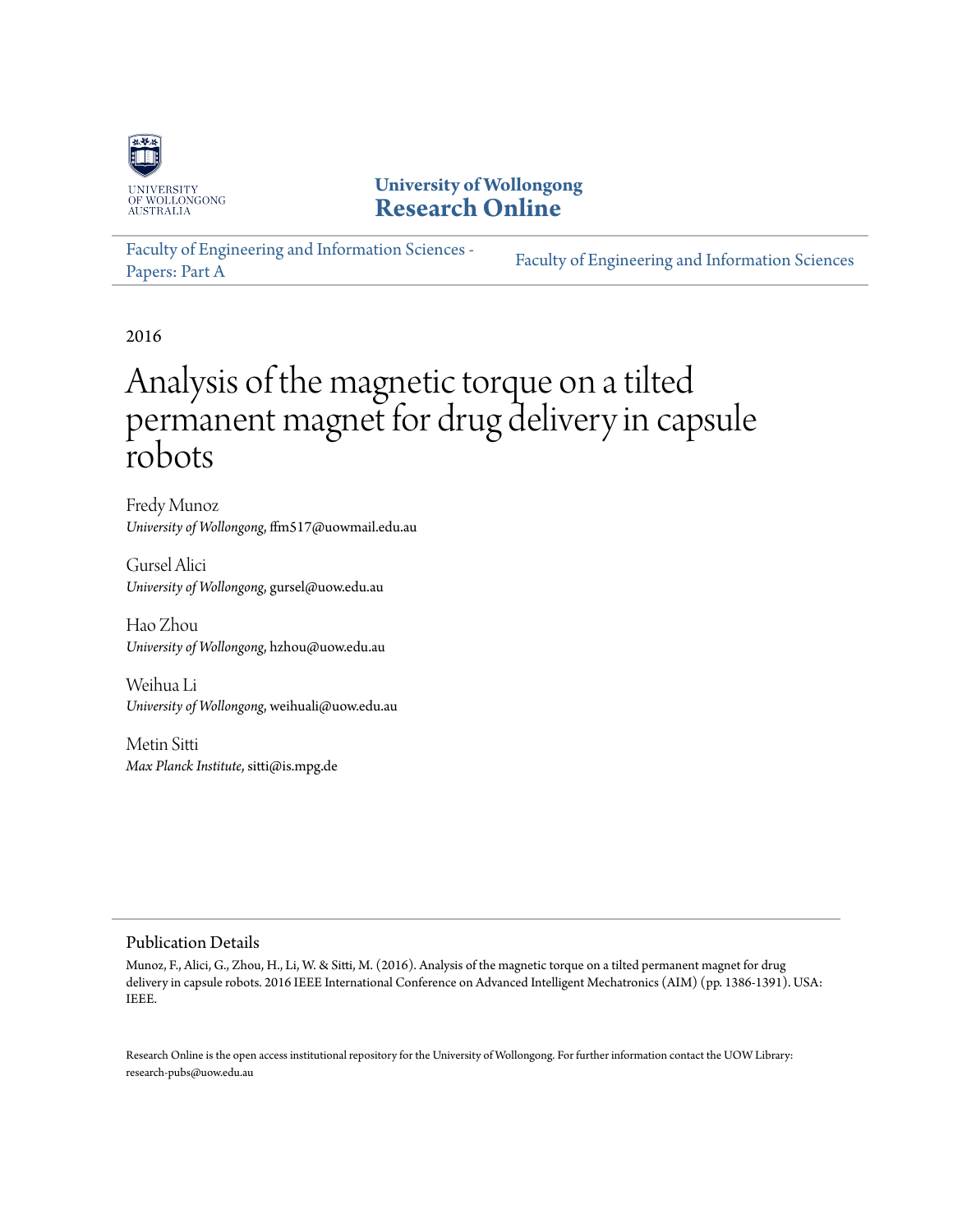University of Wollongong

**Research Online**

Faculty of Engineering and Information Sciences - Papers: Part A

Faculty of Engineering and Information Sciences

2016

# Analysis of the magnetic torque on a tilted permanent magnet for drug delivery in capsule robots

Fredy Munoz
*University of Wollongong*, ffm517@uowmail.edu.au

Gursel Alici
*University of Wollongong*, gursel@uow.edu.au

Hao Zhou
*University of Wollongong*, hzhou@uow.edu.au

Weihua Li
*University of Wollongong*, weihuali@uow.edu.au

Metin Sitti
*Max Planck Institute*, sitti@is.mpg.de

## Publication Details

Munoz, F., Alici, G., Zhou, H., Li, W. & Sitti, M. (2016). Analysis of the magnetic torque on a tilted permanent magnet for drug delivery in capsule robots. 2016 IEEE International Conference on Advanced Intelligent Mechatronics (AIM) (pp. 1386-1391). USA: IEEE.

Research Online is the open access institutional repository for the University of Wollongong. For further information contact the UOW Library: research-pubs@uow.edu.au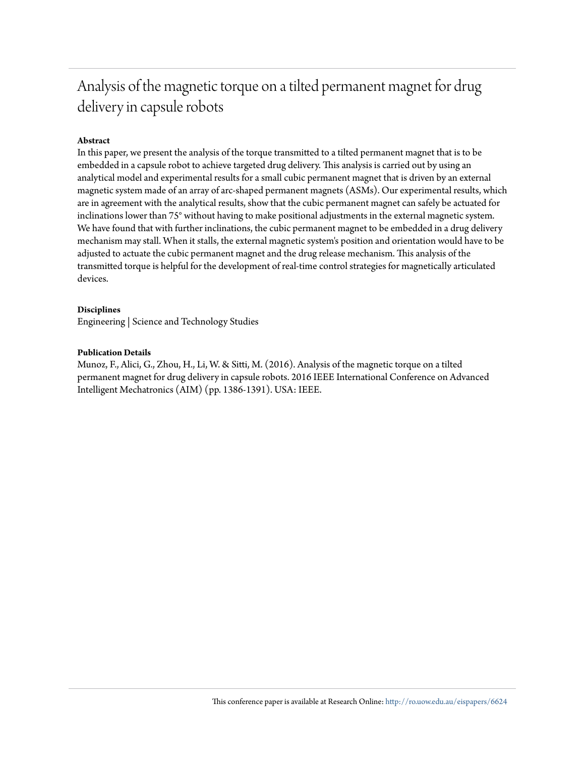# Analysis of the magnetic torque on a tilted permanent magnet for drug delivery in capsule robots

**Abstract**

In this paper, we present the analysis of the torque transmitted to a tilted permanent magnet that is to be embedded in a capsule robot to achieve targeted drug delivery. This analysis is carried out by using an analytical model and experimental results for a small cubic permanent magnet that is driven by an external magnetic system made of an array of arc-shaped permanent magnets (ASMs). Our experimental results, which are in agreement with the analytical results, show that the cubic permanent magnet can safely be actuated for inclinations lower than 75° without having to make positional adjustments in the external magnetic system. We have found that with further inclinations, the cubic permanent magnet to be embedded in a drug delivery mechanism may stall. When it stalls, the external magnetic system's position and orientation would have to be adjusted to actuate the cubic permanent magnet and the drug release mechanism. This analysis of the transmitted torque is helpful for the development of real-time control strategies for magnetically articulated devices.

**Disciplines**

Engineering | Science and Technology Studies

**Publication Details**

Munoz, F., Alici, G., Zhou, H., Li, W. & Sitti, M. (2016). Analysis of the magnetic torque on a tilted permanent magnet for drug delivery in capsule robots. 2016 IEEE International Conference on Advanced Intelligent Mechatronics (AIM) (pp. 1386-1391). USA: IEEE.

This conference paper is available at Research Online: http://ro.uow.edu.au/eispapers/6624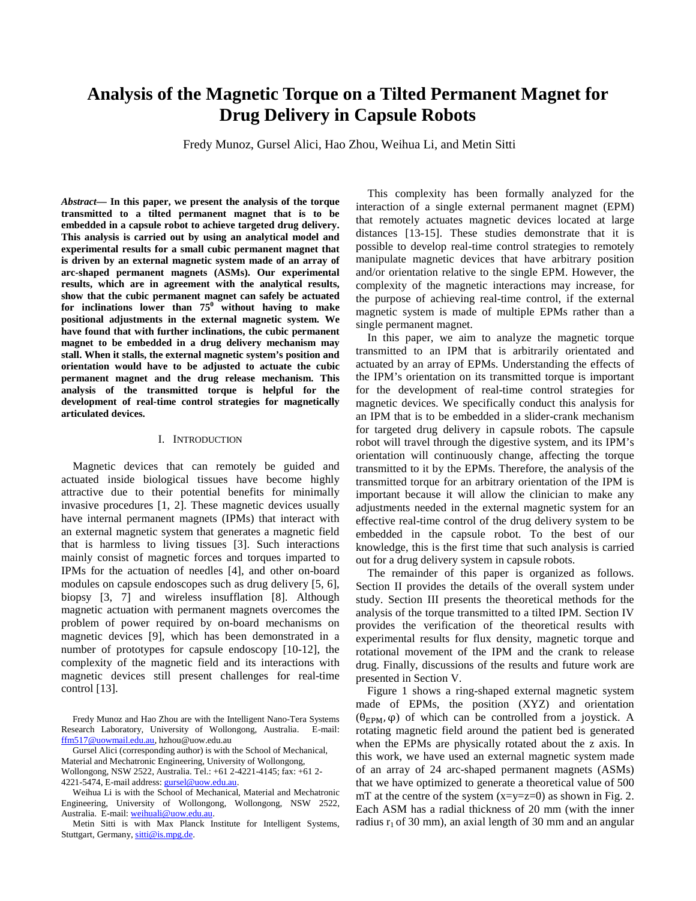# Analysis of the Magnetic Torque on a Tilted Permanent Magnet for Drug Delivery in Capsule Robots

Fredy Munoz, Gursel Alici, Hao Zhou, Weihua Li, and Metin Sitti

***Abstract*— In this paper, we present the analysis of the torque transmitted to a tilted permanent magnet that is to be embedded in a capsule robot to achieve targeted drug delivery. This analysis is carried out by using an analytical model and experimental results for a small cubic permanent magnet that is driven by an external magnetic system made of an array of arc-shaped permanent magnets (ASMs). Our experimental results, which are in agreement with the analytical results, show that the cubic permanent magnet can safely be actuated for inclinations lower than 75$^0$ without having to make positional adjustments in the external magnetic system. We have found that with further inclinations, the cubic permanent magnet to be embedded in a drug delivery mechanism may stall. When it stalls, the external magnetic system's position and orientation would have to be adjusted to actuate the cubic permanent magnet and the drug release mechanism. This analysis of the transmitted torque is helpful for the development of real-time control strategies for magnetically articulated devices.**

## I. Introduction

Magnetic devices that can remotely be guided and actuated inside biological tissues have become highly attractive due to their potential benefits for minimally invasive procedures [1, 2]. These magnetic devices usually have internal permanent magnets (IPMs) that interact with an external magnetic system that generates a magnetic field that is harmless to living tissues [3]. Such interactions mainly consist of magnetic forces and torques imparted to IPMs for the actuation of needles [4], and other on-board modules on capsule endoscopes such as drug delivery [5, 6], biopsy [3, 7] and wireless insufflation [8]. Although magnetic actuation with permanent magnets overcomes the problem of power required by on-board mechanisms on magnetic devices [9], which has been demonstrated in a number of prototypes for capsule endoscopy [10-12], the complexity of the magnetic field and its interactions with magnetic devices still present challenges for real-time control [13].

This complexity has been formally analyzed for the interaction of a single external permanent magnet (EPM) that remotely actuates magnetic devices located at large distances [13-15]. These studies demonstrate that it is possible to develop real-time control strategies to remotely manipulate magnetic devices that have arbitrary position and/or orientation relative to the single EPM. However, the complexity of the magnetic interactions may increase, for the purpose of achieving real-time control, if the external magnetic system is made of multiple EPMs rather than a single permanent magnet.

In this paper, we aim to analyze the magnetic torque transmitted to an IPM that is arbitrarily orientated and actuated by an array of EPMs. Understanding the effects of the IPM's orientation on its transmitted torque is important for the development of real-time control strategies for magnetic devices. We specifically conduct this analysis for an IPM that is to be embedded in a slider-crank mechanism for targeted drug delivery in capsule robots. The capsule robot will travel through the digestive system, and its IPM's orientation will continuously change, affecting the torque transmitted to it by the EPMs. Therefore, the analysis of the transmitted torque for an arbitrary orientation of the IPM is important because it will allow the clinician to make any adjustments needed in the external magnetic system for an effective real-time control of the drug delivery system to be embedded in the capsule robot. To the best of our knowledge, this is the first time that such analysis is carried out for a drug delivery system in capsule robots.

The remainder of this paper is organized as follows. Section II provides the details of the overall system under study. Section III presents the theoretical methods for the analysis of the torque transmitted to a tilted IPM. Section IV provides the verification of the theoretical results with experimental results for flux density, magnetic torque and rotational movement of the IPM and the crank to release drug. Finally, discussions of the results and future work are presented in Section V.

Figure 1 shows a ring-shaped external magnetic system made of EPMs, the position (XYZ) and orientation ($\theta_{EPM}, \varphi$) of which can be controlled from a joystick. A rotating magnetic field around the patient bed is generated when the EPMs are physically rotated about the z axis. In this work, we have used an external magnetic system made of an array of 24 arc-shaped permanent magnets (ASMs) that we have optimized to generate a theoretical value of 500 mT at the centre of the system (x=y=z=0) as shown in Fig. 2. Each ASM has a radial thickness of 20 mm (with the inner radius $r_1$ of 30 mm), an axial length of 30 mm and an angular

Fredy Munoz and Hao Zhou are with the Intelligent Nano-Tera Systems Research Laboratory, University of Wollongong, Australia. E-mail: ffm517@uowmail.edu.au, hzhou@uow.edu.au

Gursel Alici (corresponding author) is with the School of Mechanical, Material and Mechatronic Engineering, University of Wollongong, Wollongong, NSW 2522, Australia. Tel.: +61 2-4221-4145; fax: +61 2-4221-5474, E-mail address: gursel@uow.edu.au.

Weihua Li is with the School of Mechanical, Material and Mechatronic Engineering, University of Wollongong, Wollongong, NSW 2522, Australia. E-mail: weihuali@uow.edu.au.

Metin Sitti is with Max Planck Institute for Intelligent Systems, Stuttgart, Germany, sitti@is.mpg.de.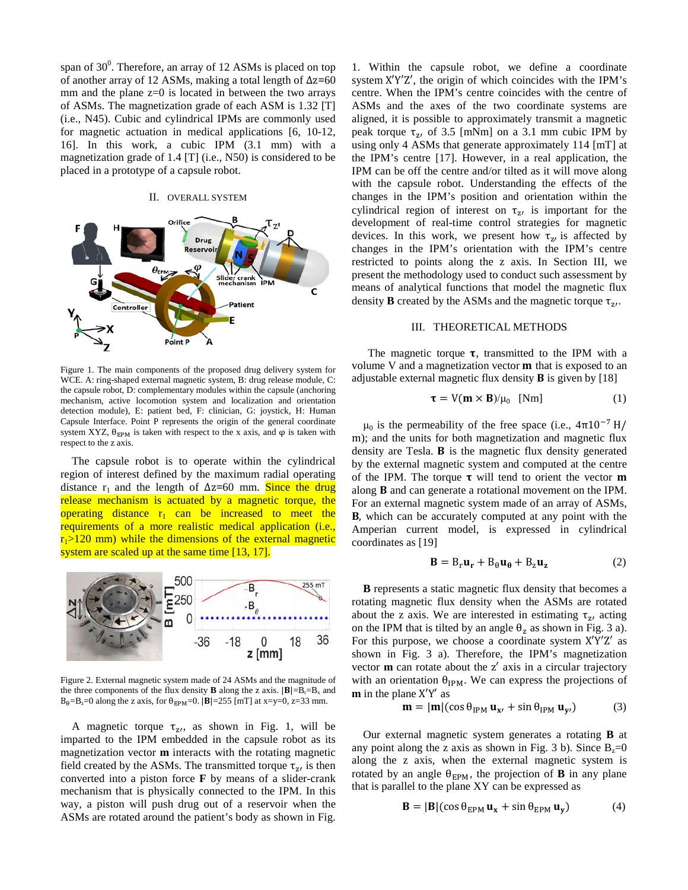span of $30^0$. Therefore, an array of 12 ASMs is placed on top of another array of 12 ASMs, making a total length of $\Delta z$=60 mm and the plane z=0 is located in between the two arrays of ASMs. The magnetization grade of each ASM is 1.32 [T] (i.e., N45). Cubic and cylindrical IPMs are commonly used for magnetic actuation in medical applications [6, 10-12, 16]. In this work, a cubic IPM (3.1 mm) with a magnetization grade of 1.4 [T] (i.e., N50) is considered to be placed in a prototype of a capsule robot.

## II. OVERALL SYSTEM

Figure 1. The main components of the proposed drug delivery system for WCE. A: ring-shaped external magnetic system, B: drug release module, C: the capsule robot, D: complementary modules within the capsule (anchoring mechanism, active locomotion system and localization and orientation detection module), E: patient bed, F: clinician, G: joystick, H: Human Capsule Interface. Point P represents the origin of the general coordinate system XYZ, $\theta_{EPM}$ is taken with respect to the x axis, and $\varphi$ is taken with respect to the z axis.

The capsule robot is to operate within the cylindrical region of interest defined by the maximum radial operating distance $r_1$ and the length of $\Delta z$=60 mm. Since the drug release mechanism is actuated by a magnetic torque, the operating distance $r_1$ can be increased to meet the requirements of a more realistic medical application (i.e., $r_1$>120 mm) while the dimensions of the external magnetic system are scaled up at the same time [13, 17].

Figure 2. External magnetic system made of 24 ASMs and the magnitude of the three components of the flux density **B** along the z axis. $|\mathbf{B}|=B_r=B_x$ and $B_\theta=B_z=0$ along the z axis, for $\theta_{EPM}=0$. $|\mathbf{B}|$=255 [mT] at x=y=0, z=33 mm.

A magnetic torque $\tau_{z'}$, as shown in Fig. 1, will be imparted to the IPM embedded in the capsule robot as its magnetization vector **m** interacts with the rotating magnetic field created by the ASMs. The transmitted torque $\tau_{z'}$ is then converted into a piston force **F** by means of a slider-crank mechanism that is physically connected to the IPM. In this way, a piston will push drug out of a reservoir when the ASMs are rotated around the patient's body as shown in Fig. 1. Within the capsule robot, we define a coordinate system X′Y′Z′, the origin of which coincides with the IPM's centre. When the IPM's centre coincides with the centre of ASMs and the axes of the two coordinate systems are aligned, it is possible to approximately transmit a magnetic peak torque $\tau_{z'}$ of 3.5 [mNm] on a 3.1 mm cubic IPM by using only 4 ASMs that generate approximately 114 [mT] at the IPM's centre [17]. However, in a real application, the IPM can be off the centre and/or tilted as it will move along with the capsule robot. Understanding the effects of the changes in the IPM's position and orientation within the cylindrical region of interest on $\tau_{z'}$ is important for the development of real-time control strategies for magnetic devices. In this work, we present how $\tau_{z'}$ is affected by changes in the IPM's orientation with the IPM's centre restricted to points along the z axis. In Section III, we present the methodology used to conduct such assessment by means of analytical functions that model the magnetic flux density **B** created by the ASMs and the magnetic torque $\tau_{z'}$.

## III. THEORETICAL METHODS

The magnetic torque $\boldsymbol{\tau}$, transmitted to the IPM with a volume V and a magnetization vector **m** that is exposed to an adjustable external magnetic flux density **B** is given by [18]

$$\boldsymbol{\tau} = V(\mathbf{m} \times \mathbf{B})/\mu_0 \quad [\text{Nm}] \tag{1}$$

$\mu_0$ is the permeability of the free space (i.e., $4\pi 10^{-7}$ H/m); and the units for both magnetization and magnetic flux density are Tesla. **B** is the magnetic flux density generated by the external magnetic system and computed at the centre of the IPM. The torque $\boldsymbol{\tau}$ will tend to orient the vector **m** along **B** and can generate a rotational movement on the IPM. For an external magnetic system made of an array of ASMs, **B**, which can be accurately computed at any point with the Amperian current model, is expressed in cylindrical coordinates as [19]

$$\mathbf{B} = B_r\mathbf{u_r} + B_\theta\mathbf{u_\theta} + B_z\mathbf{u_z} \tag{2}$$

**B** represents a static magnetic flux density that becomes a rotating magnetic flux density when the ASMs are rotated about the z axis. We are interested in estimating $\tau_{z'}$ acting on the IPM that is tilted by an angle $\theta_z$ as shown in Fig. 3 a). For this purpose, we choose a coordinate system X′Y′Z′ as shown in Fig. 3 a). Therefore, the IPM's magnetization vector **m** can rotate about the z′ axis in a circular trajectory with an orientation $\theta_{IPM}$. We can express the projections of **m** in the plane X′Y′ as

$$\mathbf{m} = |\mathbf{m}|(\cos\theta_{IPM}\,\mathbf{u_{x'}} + \sin\theta_{IPM}\,\mathbf{u_{y'}}) \tag{3}$$

Our external magnetic system generates a rotating **B** at any point along the z axis as shown in Fig. 3 b). Since $B_z$=0 along the z axis, when the external magnetic system is rotated by an angle $\theta_{EPM}$, the projection of **B** in any plane that is parallel to the plane XY can be expressed as

$$\mathbf{B} = |\mathbf{B}|(\cos\theta_{EPM}\,\mathbf{u_x} + \sin\theta_{EPM}\,\mathbf{u_y}) \tag{4}$$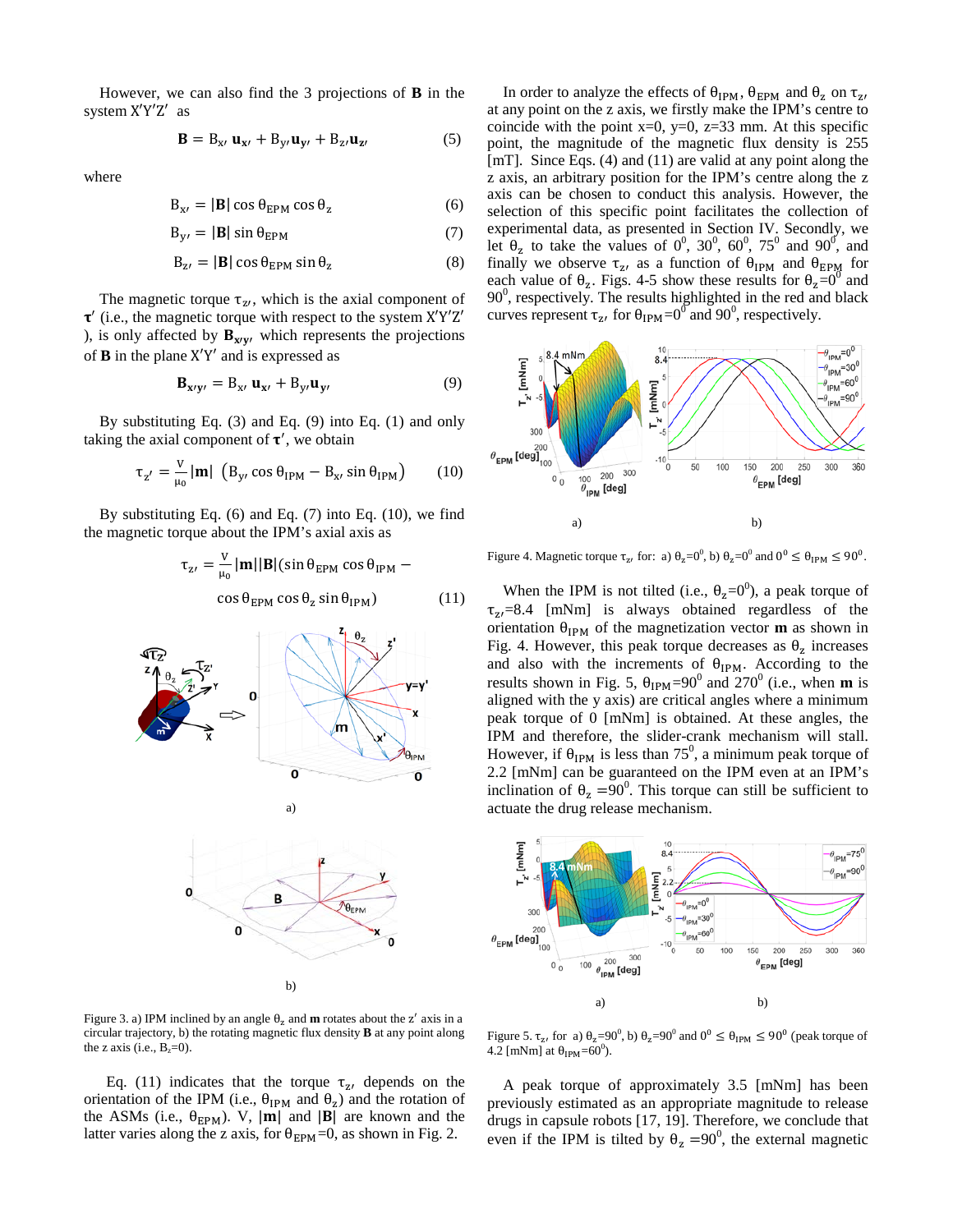However, we can also find the 3 projections of $\mathbf{B}$ in the system X′Y′Z′ as

$$\mathbf{B} = B_{x'}\,\mathbf{u}_{x'} + B_{y'}\mathbf{u}_{y'} + B_{z'}\mathbf{u}_{z'} \tag{5}$$

where

$$B_{x'} = |\mathbf{B}| \cos\theta_{EPM} \cos\theta_z \tag{6}$$

$$B_{y'} = |\mathbf{B}| \sin\theta_{EPM} \tag{7}$$

$$B_{z'} = |\mathbf{B}| \cos\theta_{EPM} \sin\theta_z \tag{8}$$

The magnetic torque $\tau_{z'}$, which is the axial component of $\boldsymbol{\tau}'$ (i.e., the magnetic torque with respect to the system X′Y′Z′), is only affected by $\mathbf{B}_{x'y'}$ which represents the projections of $\mathbf{B}$ in the plane X′Y′ and is expressed as

$$\mathbf{B}_{x'y'} = B_{x'}\,\mathbf{u}_{x'} + B_{y'}\mathbf{u}_{y'} \tag{9}$$

By substituting Eq. (3) and Eq. (9) into Eq. (1) and only taking the axial component of $\boldsymbol{\tau}'$, we obtain

$$\tau_{z'} = \frac{V}{\mu_0}|\mathbf{m}| \left(B_{y'} \cos\theta_{IPM} - B_{x'} \sin\theta_{IPM}\right) \tag{10}$$

By substituting Eq. (6) and Eq. (7) into Eq. (10), we find the magnetic torque about the IPM's axial axis as

$$\tau_{z'} = \frac{V}{\mu_0}|\mathbf{m}||\mathbf{B}|(\sin\theta_{EPM} \cos\theta_{IPM} - \cos\theta_{EPM} \cos\theta_z \sin\theta_{IPM}) \tag{11}$$

Figure 3. a) IPM inclined by an angle $\theta_z$ and $\mathbf{m}$ rotates about the $z'$ axis in a circular trajectory, b) the rotating magnetic flux density $\mathbf{B}$ at any point along the z axis (i.e., $B_z$=0).

Eq. (11) indicates that the torque $\tau_{z'}$ depends on the orientation of the IPM (i.e., $\theta_{IPM}$ and $\theta_z$) and the rotation of the ASMs (i.e., $\theta_{EPM}$). V, $|\mathbf{m}|$ and $|\mathbf{B}|$ are known and the latter varies along the z axis, for $\theta_{EPM}$=0, as shown in Fig. 2.

In order to analyze the effects of $\theta_{IPM}$, $\theta_{EPM}$ and $\theta_z$ on $\tau_{z'}$ at any point on the z axis, we firstly make the IPM's centre to coincide with the point x=0, y=0, z=33 mm. At this specific point, the magnitude of the magnetic flux density is 255 [mT]. Since Eqs. (4) and (11) are valid at any point along the z axis, an arbitrary position for the IPM's centre along the z axis can be chosen to conduct this analysis. However, the selection of this specific point facilitates the collection of experimental data, as presented in Section IV. Secondly, we let $\theta_z$ to take the values of $0^0$, $30^0$, $60^0$, $75^0$ and $90^0$, and finally we observe $\tau_{z'}$ as a function of $\theta_{IPM}$ and $\theta_{EPM}$ for each value of $\theta_z$. Figs. 4-5 show these results for $\theta_z=0^0$ and $90^0$, respectively. The results highlighted in the red and black curves represent $\tau_{z'}$ for $\theta_{IPM}=0^0$ and $90^0$, respectively.

Figure 4. Magnetic torque $\tau_{z'}$ for: a) $\theta_z=0^0$, b) $\theta_z=0^0$ and $0^0 \leq \theta_{IPM} \leq 90^0$.

When the IPM is not tilted (i.e., $\theta_z=0^0$), a peak torque of $\tau_{z'}$=8.4 [mNm] is always obtained regardless of the orientation $\theta_{IPM}$ of the magnetization vector $\mathbf{m}$ as shown in Fig. 4. However, this peak torque decreases as $\theta_z$ increases and also with the increments of $\theta_{IPM}$. According to the results shown in Fig. 5, $\theta_{IPM}=90^0$ and $270^0$ (i.e., when $\mathbf{m}$ is aligned with the y axis) are critical angles where a minimum peak torque of 0 [mNm] is obtained. At these angles, the IPM and therefore, the slider-crank mechanism will stall. However, if $\theta_{IPM}$ is less than $75^0$, a minimum peak torque of 2.2 [mNm] can be guaranteed on the IPM even at an IPM's inclination of $\theta_z=90^0$. This torque can still be sufficient to actuate the drug release mechanism.

Figure 5. $\tau_{z'}$ for a) $\theta_z=90^0$, b) $\theta_z=90^0$ and $0^0 \leq \theta_{IPM} \leq 90^0$ (peak torque of 4.2 [mNm] at $\theta_{IPM}=60^0$).

A peak torque of approximately 3.5 [mNm] has been previously estimated as an appropriate magnitude to release drugs in capsule robots [17, 19]. Therefore, we conclude that even if the IPM is tilted by $\theta_z=90^0$, the external magnetic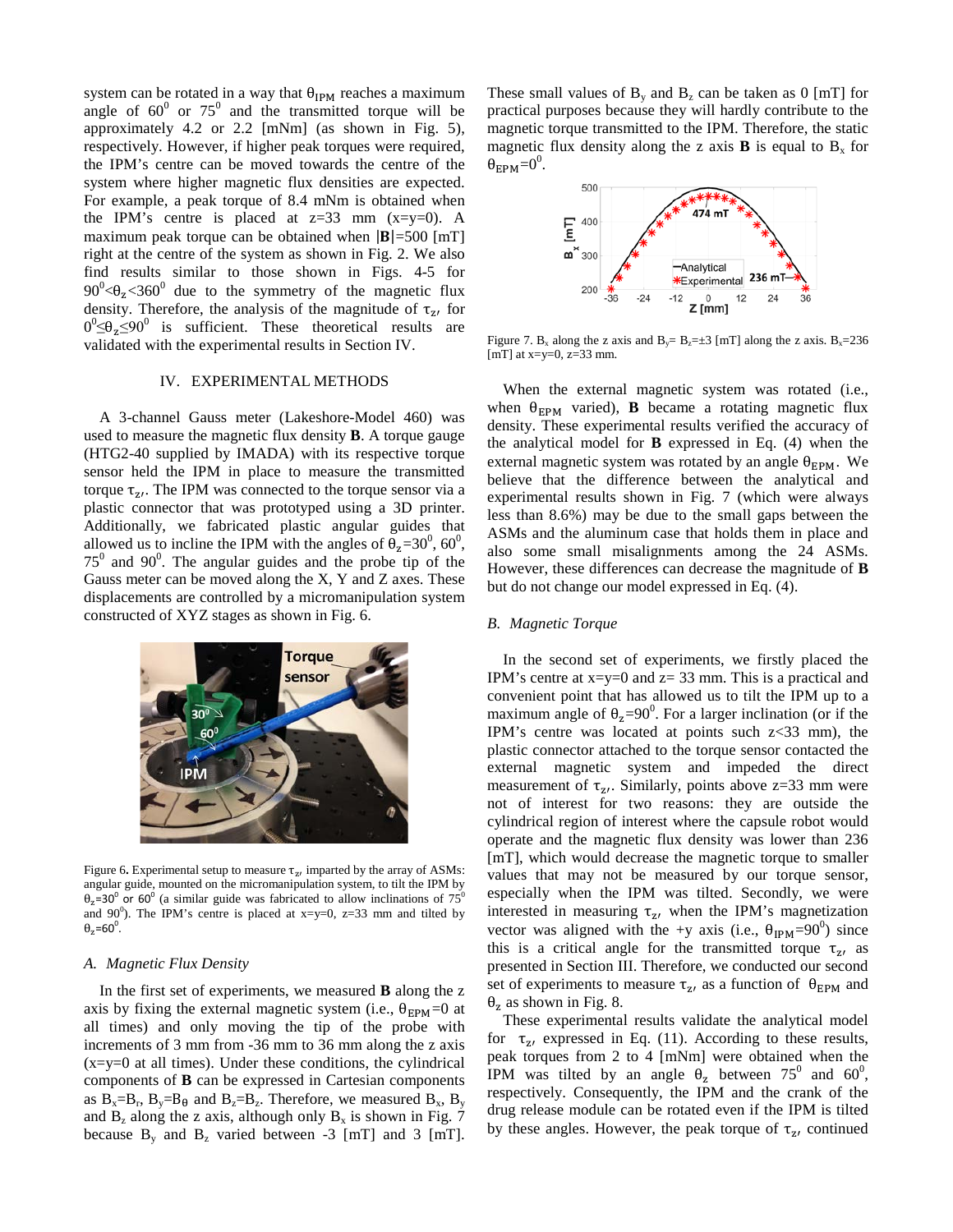system can be rotated in a way that $\theta_{IPM}$ reaches a maximum angle of $60^0$ or $75^0$ and the transmitted torque will be approximately 4.2 or 2.2 [mNm] (as shown in Fig. 5), respectively. However, if higher peak torques were required, the IPM's centre can be moved towards the centre of the system where higher magnetic flux densities are expected. For example, a peak torque of 8.4 mNm is obtained when the IPM's centre is placed at z=33 mm (x=y=0). A maximum peak torque can be obtained when |**B**|=500 [mT] right at the centre of the system as shown in Fig. 2. We also find results similar to those shown in Figs. 4-5 for $90^0<\theta_z<360^0$ due to the symmetry of the magnetic flux density. Therefore, the analysis of the magnitude of $\tau_{z'}$ for $0^0\leq\theta_z\leq 90^0$ is sufficient. These theoretical results are validated with the experimental results in Section IV.

## IV. EXPERIMENTAL METHODS

A 3-channel Gauss meter (Lakeshore-Model 460) was used to measure the magnetic flux density **B**. A torque gauge (HTG2-40 supplied by IMADA) with its respective torque sensor held the IPM in place to measure the transmitted torque $\tau_{z'}$. The IPM was connected to the torque sensor via a plastic connector that was prototyped using a 3D printer. Additionally, we fabricated plastic angular guides that allowed us to incline the IPM with the angles of $\theta_z=30^0$, $60^0$, $75^0$ and $90^0$. The angular guides and the probe tip of the Gauss meter can be moved along the X, Y and Z axes. These displacements are controlled by a micromanipulation system constructed of XYZ stages as shown in Fig. 6.

Figure 6. Experimental setup to measure $\tau_{z'}$ imparted by the array of ASMs: angular guide, mounted on the micromanipulation system, to tilt the IPM by $\theta_z=30^0$ or $60^0$ (a similar guide was fabricated to allow inclinations of $75^0$ and $90^0$). The IPM's centre is placed at x=y=0, z=33 mm and tilted by $\theta_z=60^0$.

### A. Magnetic Flux Density

In the first set of experiments, we measured **B** along the z axis by fixing the external magnetic system (i.e., $\theta_{EPM}=0$ at all times) and only moving the tip of the probe with increments of 3 mm from -36 mm to 36 mm along the z axis (x=y=0 at all times). Under these conditions, the cylindrical components of **B** can be expressed in Cartesian components as $B_x=B_r$, $B_y=B_\theta$ and $B_z=B_z$. Therefore, we measured $B_x$, $B_y$ and $B_z$ along the z axis, although only $B_x$ is shown in Fig. 7 because $B_y$ and $B_z$ varied between -3 [mT] and 3 [mT]. These small values of $B_y$ and $B_z$ can be taken as 0 [mT] for practical purposes because they will hardly contribute to the magnetic torque transmitted to the IPM. Therefore, the static magnetic flux density along the z axis **B** is equal to $B_x$ for $\theta_{EPM}=0^0$.

Figure 7. $B_x$ along the z axis and $B_y$= $B_z$=±3 [mT] along the z axis. $B_x$=236 [mT] at x=y=0, z=33 mm.

When the external magnetic system was rotated (i.e., when $\theta_{EPM}$ varied), **B** became a rotating magnetic flux density. These experimental results verified the accuracy of the analytical model for **B** expressed in Eq. (4) when the external magnetic system was rotated by an angle $\theta_{EPM}$. We believe that the difference between the analytical and experimental results shown in Fig. 7 (which were always less than 8.6%) may be due to the small gaps between the ASMs and the aluminum case that holds them in place and also some small misalignments among the 24 ASMs. However, these differences can decrease the magnitude of **B** but do not change our model expressed in Eq. (4).

### B. Magnetic Torque

In the second set of experiments, we firstly placed the IPM's centre at x=y=0 and z= 33 mm. This is a practical and convenient point that has allowed us to tilt the IPM up to a maximum angle of $\theta_z=90^0$. For a larger inclination (or if the IPM's centre was located at points such z<33 mm), the plastic connector attached to the torque sensor contacted the external magnetic system and impeded the direct measurement of $\tau_{z'}$. Similarly, points above z=33 mm were not of interest for two reasons: they are outside the cylindrical region of interest where the capsule robot would operate and the magnetic flux density was lower than 236 [mT], which would decrease the magnetic torque to smaller values that may not be measured by our torque sensor, especially when the IPM was tilted. Secondly, we were interested in measuring $\tau_{z'}$ when the IPM's magnetization vector was aligned with the +y axis (i.e., $\theta_{IPM}=90^0$) since this is a critical angle for the transmitted torque $\tau_{z'}$ as presented in Section III. Therefore, we conducted our second set of experiments to measure $\tau_{z'}$ as a function of $\theta_{EPM}$ and $\theta_z$ as shown in Fig. 8.

These experimental results validate the analytical model for $\tau_{z'}$ expressed in Eq. (11). According to these results, peak torques from 2 to 4 [mNm] were obtained when the IPM was tilted by an angle $\theta_z$ between $75^0$ and $60^0$, respectively. Consequently, the IPM and the crank of the drug release module can be rotated even if the IPM is tilted by these angles. However, the peak torque of $\tau_{z'}$ continued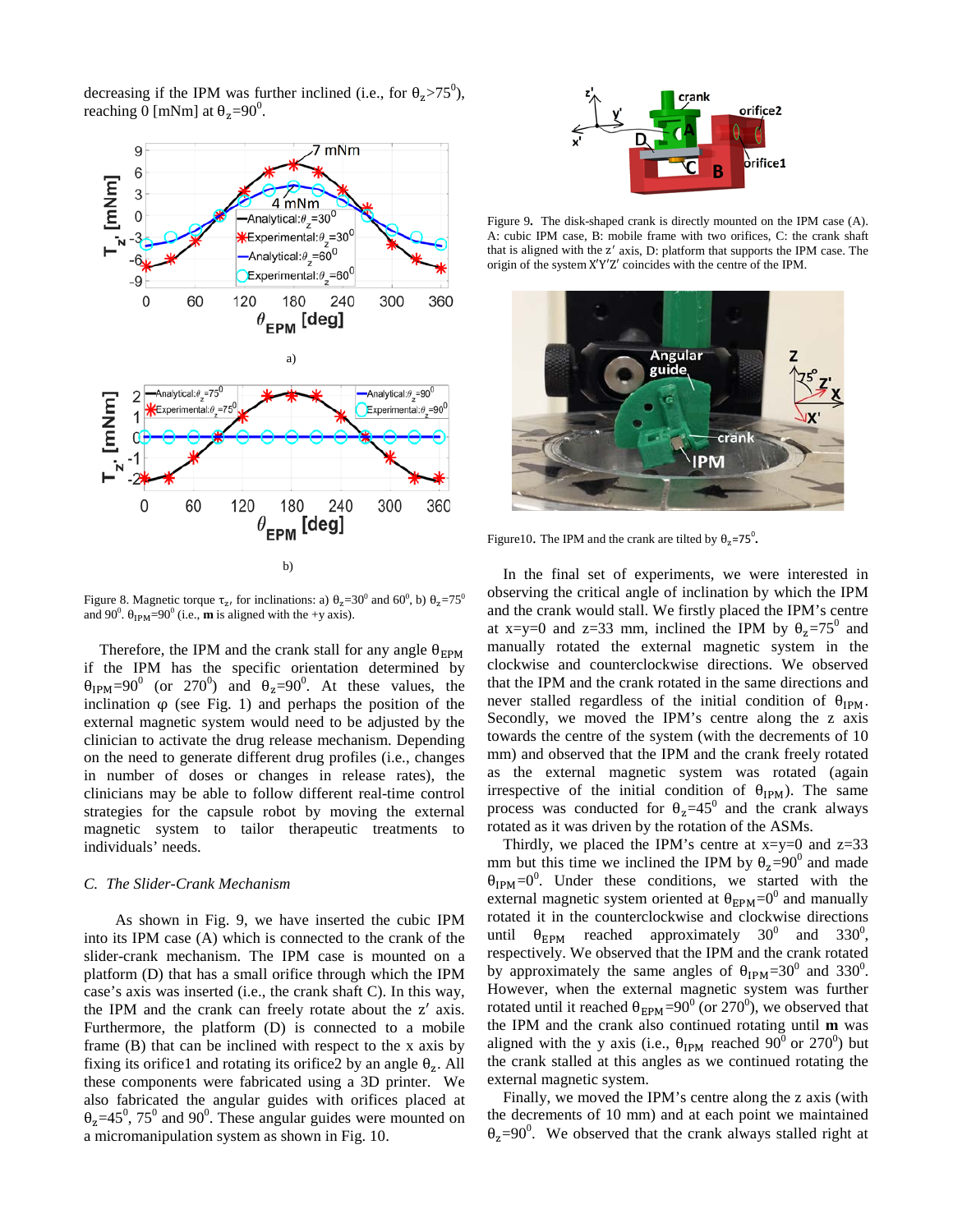decreasing if the IPM was further inclined (i.e., for $\theta_z > 75^0$), reaching 0 [mNm] at $\theta_z = 90^0$.

a)

b)

Figure 8. Magnetic torque $\tau_z$, for inclinations: a) $\theta_z = 30^0$ and $60^0$, b) $\theta_z = 75^0$ and $90^0$. $\theta_{IPM} = 90^0$ (i.e., **m** is aligned with the +y axis).

Therefore, the IPM and the crank stall for any angle $\theta_{EPM}$ if the IPM has the specific orientation determined by $\theta_{IPM} = 90^0$ (or $270^0$) and $\theta_z = 90^0$. At these values, the inclination φ (see Fig. 1) and perhaps the position of the external magnetic system would need to be adjusted by the clinician to activate the drug release mechanism. Depending on the need to generate different drug profiles (i.e., changes in number of doses or changes in release rates), the clinicians may be able to follow different real-time control strategies for the capsule robot by moving the external magnetic system to tailor therapeutic treatments to individuals' needs.

## *C. The Slider-Crank Mechanism*

As shown in Fig. 9, we have inserted the cubic IPM into its IPM case (A) which is connected to the crank of the slider-crank mechanism. The IPM case is mounted on a platform (D) that has a small orifice through which the IPM case's axis was inserted (i.e., the crank shaft C). In this way, the IPM and the crank can freely rotate about the z′ axis. Furthermore, the platform (D) is connected to a mobile frame (B) that can be inclined with respect to the x axis by fixing its orifice1 and rotating its orifice2 by an angle $\theta_z$. All these components were fabricated using a 3D printer. We also fabricated the angular guides with orifices placed at $\theta_z = 45^0$, $75^0$ and $90^0$. These angular guides were mounted on a micromanipulation system as shown in Fig. 10.

Figure 9. The disk-shaped crank is directly mounted on the IPM case (A). A: cubic IPM case, B: mobile frame with two orifices, C: the crank shaft that is aligned with the z′ axis, D: platform that supports the IPM case. The origin of the system X′Y′Z′ coincides with the centre of the IPM.

Figure10. The IPM and the crank are tilted by $\theta_z = 75^0$.

In the final set of experiments, we were interested in observing the critical angle of inclination by which the IPM and the crank would stall. We firstly placed the IPM's centre at x=y=0 and z=33 mm, inclined the IPM by $\theta_z = 75^0$ and manually rotated the external magnetic system in the clockwise and counterclockwise directions. We observed that the IPM and the crank rotated in the same directions and never stalled regardless of the initial condition of $\theta_{IPM}$. Secondly, we moved the IPM's centre along the z axis towards the centre of the system (with the decrements of 10 mm) and observed that the IPM and the crank freely rotated as the external magnetic system was rotated (again irrespective of the initial condition of $\theta_{IPM}$). The same process was conducted for $\theta_z = 45^0$ and the crank always rotated as it was driven by the rotation of the ASMs.

Thirdly, we placed the IPM's centre at x=y=0 and z=33 mm but this time we inclined the IPM by $\theta_z = 90^0$ and made $\theta_{IPM} = 0^0$. Under these conditions, we started with the external magnetic system oriented at $\theta_{EPM} = 0^0$ and manually rotated it in the counterclockwise and clockwise directions until $\theta_{EPM}$ reached approximately $30^0$ and $330^0$, respectively. We observed that the IPM and the crank rotated by approximately the same angles of $\theta_{IPM} = 30^0$ and $330^0$. However, when the external magnetic system was further rotated until it reached $\theta_{EPM} = 90^0$ (or $270^0$), we observed that the IPM and the crank also continued rotating until **m** was aligned with the y axis (i.e., $\theta_{IPM}$ reached $90^0$ or $270^0$) but the crank stalled at this angles as we continued rotating the external magnetic system.

Finally, we moved the IPM's centre along the z axis (with the decrements of 10 mm) and at each point we maintained $\theta_z = 90^0$. We observed that the crank always stalled right at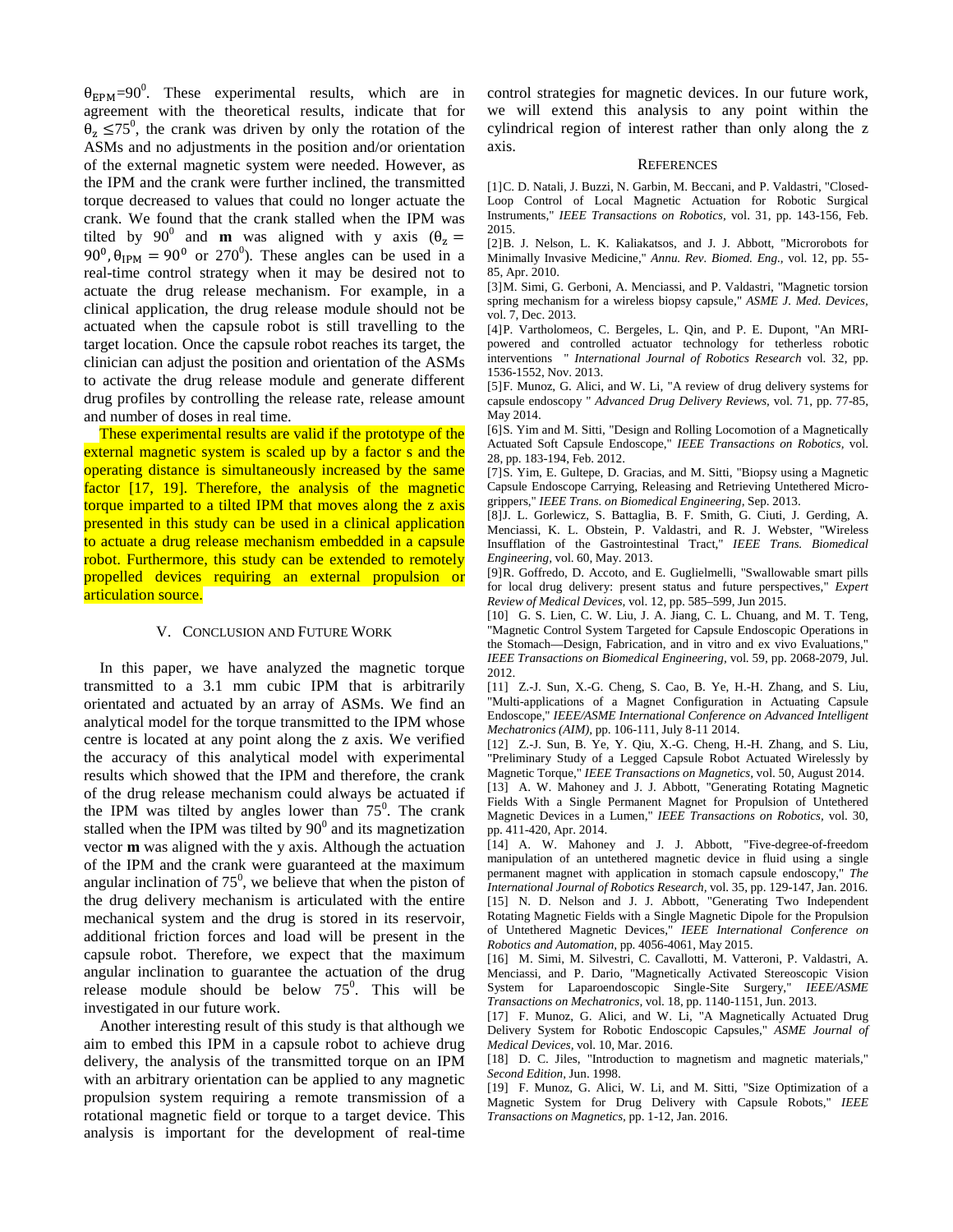$\theta_{EPM}$=90$^0$. These experimental results, which are in agreement with the theoretical results, indicate that for $\theta_z \leq 75^0$, the crank was driven by only the rotation of the ASMs and no adjustments in the position and/or orientation of the external magnetic system were needed. However, as the IPM and the crank were further inclined, the transmitted torque decreased to values that could no longer actuate the crank. We found that the crank stalled when the IPM was tilted by $90^0$ and **m** was aligned with y axis ($\theta_z = 90^0, \theta_{IPM} = 90^0$ or $270^0$). These angles can be used in a real-time control strategy when it may be desired not to actuate the drug release mechanism. For example, in a clinical application, the drug release module should not be actuated when the capsule robot is still travelling to the target location. Once the capsule robot reaches its target, the clinician can adjust the position and orientation of the ASMs to activate the drug release module and generate different drug profiles by controlling the release rate, release amount and number of doses in real time.

These experimental results are valid if the prototype of the external magnetic system is scaled up by a factor s and the operating distance is simultaneously increased by the same factor [17, 19]. Therefore, the analysis of the magnetic torque imparted to a tilted IPM that moves along the z axis presented in this study can be used in a clinical application to actuate a drug release mechanism embedded in a capsule robot. Furthermore, this study can be extended to remotely propelled devices requiring an external propulsion or articulation source.

## V. Conclusion and Future Work

In this paper, we have analyzed the magnetic torque transmitted to a 3.1 mm cubic IPM that is arbitrarily orientated and actuated by an array of ASMs. We find an analytical model for the torque transmitted to the IPM whose centre is located at any point along the z axis. We verified the accuracy of this analytical model with experimental results which showed that the IPM and therefore, the crank of the drug release mechanism could always be actuated if the IPM was tilted by angles lower than $75^0$. The crank stalled when the IPM was tilted by $90^0$ and its magnetization vector **m** was aligned with the y axis. Although the actuation of the IPM and the crank were guaranteed at the maximum angular inclination of $75^0$, we believe that when the piston of the drug delivery mechanism is articulated with the entire mechanical system and the drug is stored in its reservoir, additional friction forces and load will be present in the capsule robot. Therefore, we expect that the maximum angular inclination to guarantee the actuation of the drug release module should be below $75^0$. This will be investigated in our future work.

Another interesting result of this study is that although we aim to embed this IPM in a capsule robot to achieve drug delivery, the analysis of the transmitted torque on an IPM with an arbitrary orientation can be applied to any magnetic propulsion system requiring a remote transmission of a rotational magnetic field or torque to a target device. This analysis is important for the development of real-time control strategies for magnetic devices. In our future work, we will extend this analysis to any point within the cylindrical region of interest rather than only along the z axis.

## References

[1] C. D. Natali, J. Buzzi, N. Garbin, M. Beccani, and P. Valdastri, "Closed-Loop Control of Local Magnetic Actuation for Robotic Surgical Instruments," *IEEE Transactions on Robotics*, vol. 31, pp. 143-156, Feb. 2015.

[2] B. J. Nelson, L. K. Kaliakatsos, and J. J. Abbott, "Microrobots for Minimally Invasive Medicine," *Annu. Rev. Biomed. Eng.*, vol. 12, pp. 55-85, Apr. 2010.

[3] M. Simi, G. Gerboni, A. Menciassi, and P. Valdastri, "Magnetic torsion spring mechanism for a wireless biopsy capsule," *ASME J. Med. Devices*, vol. 7, Dec. 2013.

[4] P. Vartholomeos, C. Bergeles, L. Qin, and P. E. Dupont, "An MRI-powered and controlled actuator technology for tetherless robotic interventions " *International Journal of Robotics Research* vol. 32, pp. 1536-1552, Nov. 2013.

[5] F. Munoz, G. Alici, and W. Li, "A review of drug delivery systems for capsule endoscopy " *Advanced Drug Delivery Reviews*, vol. 71, pp. 77-85, May 2014.

[6] S. Yim and M. Sitti, "Design and Rolling Locomotion of a Magnetically Actuated Soft Capsule Endoscope," *IEEE Transactions on Robotics*, vol. 28, pp. 183-194, Feb. 2012.

[7] S. Yim, E. Gultepe, D. Gracias, and M. Sitti, "Biopsy using a Magnetic Capsule Endoscope Carrying, Releasing and Retrieving Untethered Micro-grippers," *IEEE Trans. on Biomedical Engineering*, Sep. 2013.

[8] J. L. Gorlewicz, S. Battaglia, B. F. Smith, G. Ciuti, J. Gerding, A. Menciassi, K. L. Obstein, P. Valdastri, and R. J. Webster, "Wireless Insufflation of the Gastrointestinal Tract," *IEEE Trans. Biomedical Engineering*, vol. 60, May. 2013.

[9] R. Goffredo, D. Accoto, and E. Guglielmelli, "Swallowable smart pills for local drug delivery: present status and future perspectives," *Expert Review of Medical Devices*, vol. 12, pp. 585–599, Jun 2015.

[10] G. S. Lien, C. W. Liu, J. A. Jiang, C. L. Chuang, and M. T. Teng, "Magnetic Control System Targeted for Capsule Endoscopic Operations in the Stomach—Design, Fabrication, and in vitro and ex vivo Evaluations," *IEEE Transactions on Biomedical Engineering*, vol. 59, pp. 2068-2079, Jul. 2012.

[11] Z.-J. Sun, X.-G. Cheng, S. Cao, B. Ye, H.-H. Zhang, and S. Liu, "Multi-applications of a Magnet Configuration in Actuating Capsule Endoscope," *IEEE/ASME International Conference on Advanced Intelligent Mechatronics (AIM)*, pp. 106-111, July 8-11 2014.

[12] Z.-J. Sun, B. Ye, Y. Qiu, X.-G. Cheng, H.-H. Zhang, and S. Liu, "Preliminary Study of a Legged Capsule Robot Actuated Wirelessly by Magnetic Torque," *IEEE Transactions on Magnetics*, vol. 50, August 2014.

[13] A. W. Mahoney and J. J. Abbott, "Generating Rotating Magnetic Fields With a Single Permanent Magnet for Propulsion of Untethered Magnetic Devices in a Lumen," *IEEE Transactions on Robotics*, vol. 30, pp. 411-420, Apr. 2014.

[14] A. W. Mahoney and J. J. Abbott, "Five-degree-of-freedom manipulation of an untethered magnetic device in fluid using a single permanent magnet with application in stomach capsule endoscopy," *The International Journal of Robotics Research*, vol. 35, pp. 129-147, Jan. 2016.

[15] N. D. Nelson and J. J. Abbott, "Generating Two Independent Rotating Magnetic Fields with a Single Magnetic Dipole for the Propulsion of Untethered Magnetic Devices," *IEEE International Conference on Robotics and Automation*, pp. 4056-4061, May 2015.

[16] M. Simi, M. Silvestri, C. Cavallotti, M. Vatteroni, P. Valdastri, A. Menciassi, and P. Dario, "Magnetically Activated Stereoscopic Vision System for Laparoendoscopic Single-Site Surgery," *IEEE/ASME Transactions on Mechatronics*, vol. 18, pp. 1140-1151, Jun. 2013.

[17] F. Munoz, G. Alici, and W. Li, "A Magnetically Actuated Drug Delivery System for Robotic Endoscopic Capsules," *ASME Journal of Medical Devices*, vol. 10, Mar. 2016.

[18] D. C. Jiles, "Introduction to magnetism and magnetic materials," *Second Edition*, Jun. 1998.

[19] F. Munoz, G. Alici, W. Li, and M. Sitti, "Size Optimization of a Magnetic System for Drug Delivery with Capsule Robots," *IEEE Transactions on Magnetics*, pp. 1-12, Jan. 2016.